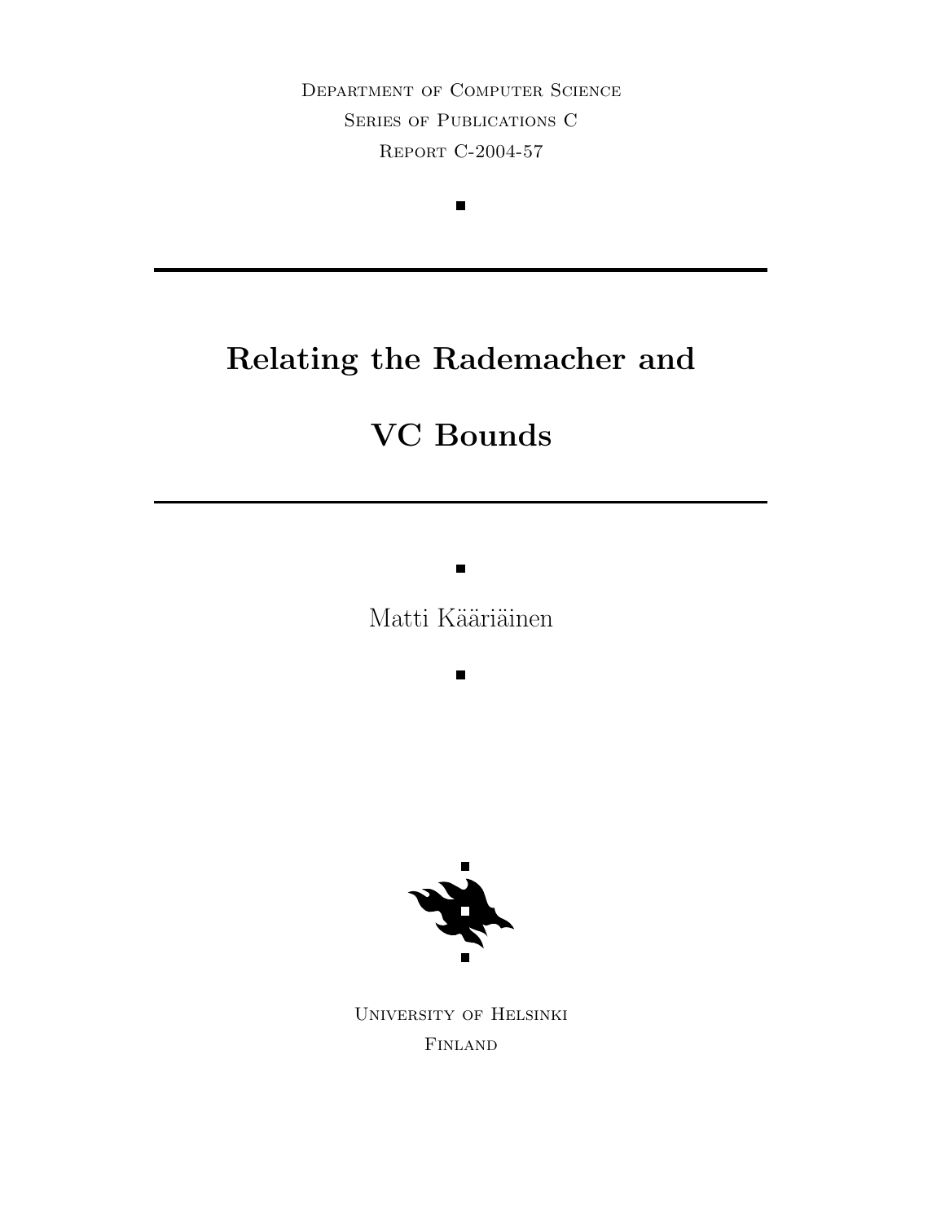Department of Computer Science

Series of Publications C

Report C-2004-57

# Relating the Rademacher and VC Bounds

Matti Kääriäinen

University of Helsinki

Finland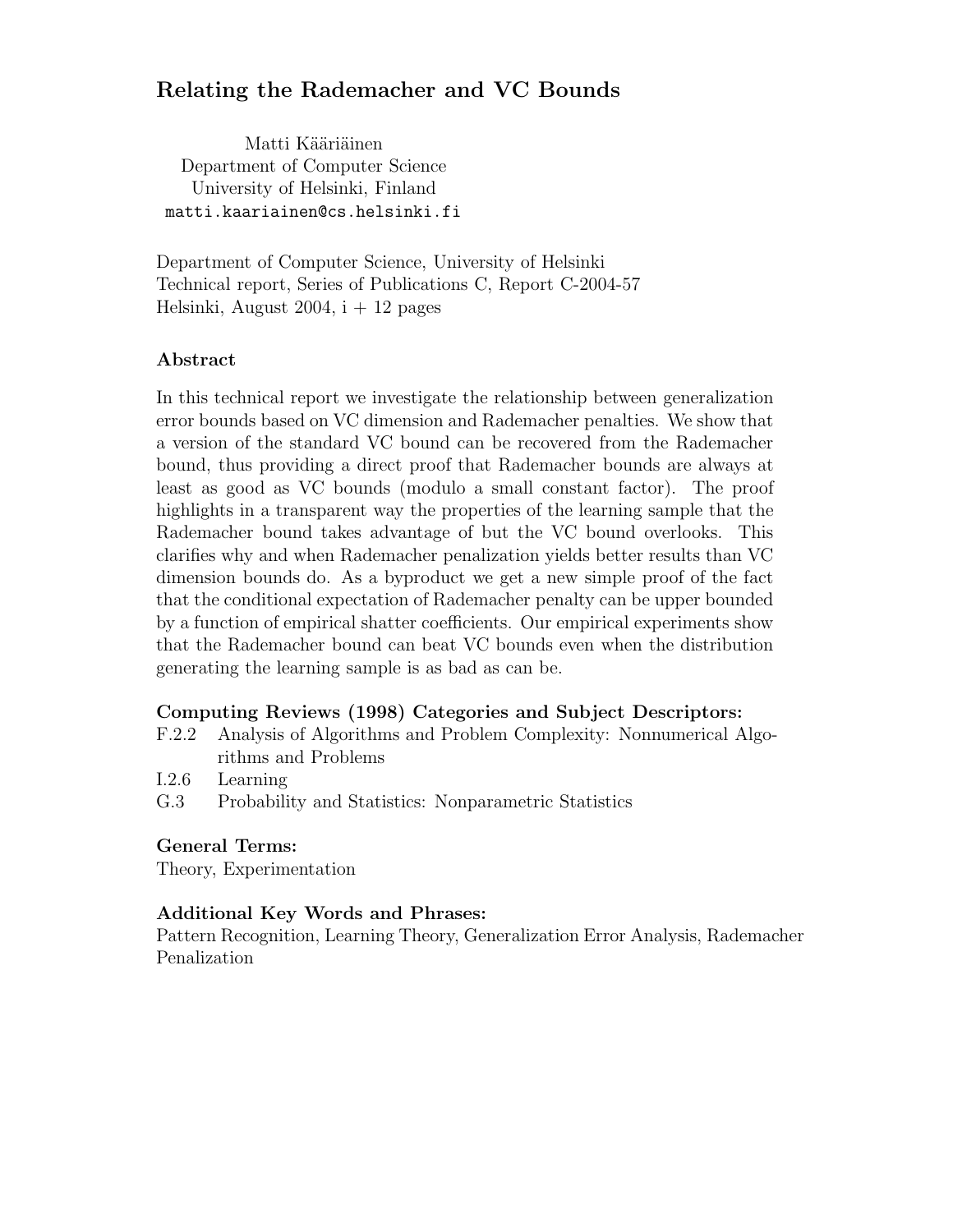## Relating the Rademacher and VC Bounds

Matti Kääriäinen
Department of Computer Science
University of Helsinki, Finland
matti.kaariainen@cs.helsinki.fi

Department of Computer Science, University of Helsinki
Technical report, Series of Publications C, Report C-2004-57
Helsinki, August 2004, i + 12 pages

### Abstract

In this technical report we investigate the relationship between generalization error bounds based on VC dimension and Rademacher penalties. We show that a version of the standard VC bound can be recovered from the Rademacher bound, thus providing a direct proof that Rademacher bounds are always at least as good as VC bounds (modulo a small constant factor). The proof highlights in a transparent way the properties of the learning sample that the Rademacher bound takes advantage of but the VC bound overlooks. This clarifies why and when Rademacher penalization yields better results than VC dimension bounds do. As a byproduct we get a new simple proof of the fact that the conditional expectation of Rademacher penalty can be upper bounded by a function of empirical shatter coefficients. Our empirical experiments show that the Rademacher bound can beat VC bounds even when the distribution generating the learning sample is as bad as can be.

### Computing Reviews (1998) Categories and Subject Descriptors:

- F.2.2 Analysis of Algorithms and Problem Complexity: Nonnumerical Algorithms and Problems
- I.2.6 Learning
- G.3 Probability and Statistics: Nonparametric Statistics

### General Terms:

Theory, Experimentation

### Additional Key Words and Phrases:

Pattern Recognition, Learning Theory, Generalization Error Analysis, Rademacher Penalization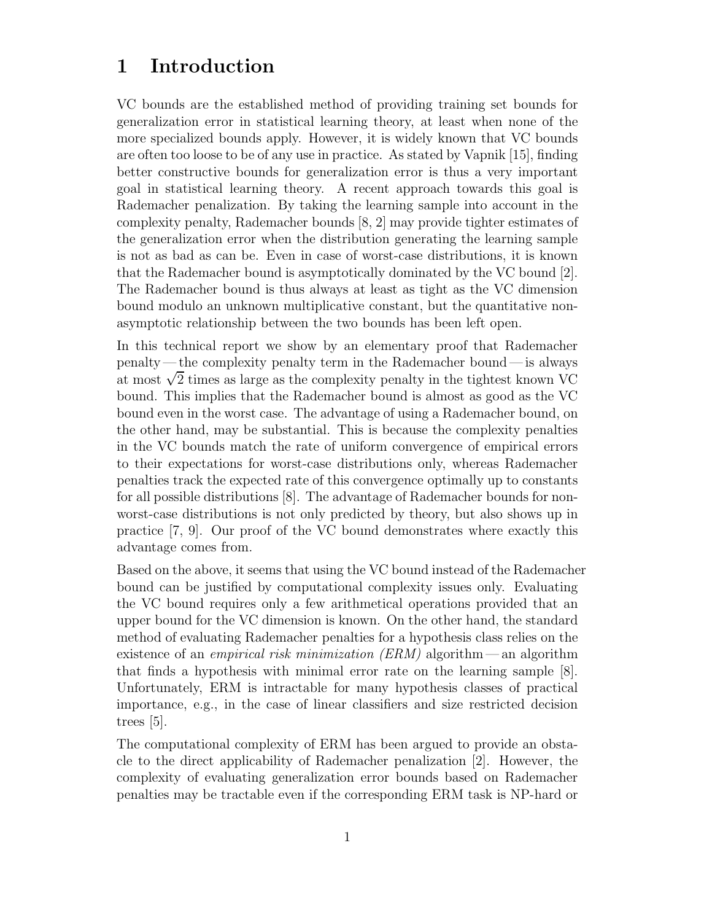# 1 Introduction

VC bounds are the established method of providing training set bounds for generalization error in statistical learning theory, at least when none of the more specialized bounds apply. However, it is widely known that VC bounds are often too loose to be of any use in practice. As stated by Vapnik [15], finding better constructive bounds for generalization error is thus a very important goal in statistical learning theory. A recent approach towards this goal is Rademacher penalization. By taking the learning sample into account in the complexity penalty, Rademacher bounds [8, 2] may provide tighter estimates of the generalization error when the distribution generating the learning sample is not as bad as can be. Even in case of worst-case distributions, it is known that the Rademacher bound is asymptotically dominated by the VC bound [2]. The Rademacher bound is thus always at least as tight as the VC dimension bound modulo an unknown multiplicative constant, but the quantitative non-asymptotic relationship between the two bounds has been left open.

In this technical report we show by an elementary proof that Rademacher penalty — the complexity penalty term in the Rademacher bound — is always at most $\sqrt{2}$ times as large as the complexity penalty in the tightest known VC bound. This implies that the Rademacher bound is almost as good as the VC bound even in the worst case. The advantage of using a Rademacher bound, on the other hand, may be substantial. This is because the complexity penalties in the VC bounds match the rate of uniform convergence of empirical errors to their expectations for worst-case distributions only, whereas Rademacher penalties track the expected rate of this convergence optimally up to constants for all possible distributions [8]. The advantage of Rademacher bounds for non-worst-case distributions is not only predicted by theory, but also shows up in practice [7, 9]. Our proof of the VC bound demonstrates where exactly this advantage comes from.

Based on the above, it seems that using the VC bound instead of the Rademacher bound can be justified by computational complexity issues only. Evaluating the VC bound requires only a few arithmetical operations provided that an upper bound for the VC dimension is known. On the other hand, the standard method of evaluating Rademacher penalties for a hypothesis class relies on the existence of an *empirical risk minimization (ERM)* algorithm — an algorithm that finds a hypothesis with minimal error rate on the learning sample [8]. Unfortunately, ERM is intractable for many hypothesis classes of practical importance, e.g., in the case of linear classifiers and size restricted decision trees [5].

The computational complexity of ERM has been argued to provide an obstacle to the direct applicability of Rademacher penalization [2]. However, the complexity of evaluating generalization error bounds based on Rademacher penalties may be tractable even if the corresponding ERM task is NP-hard or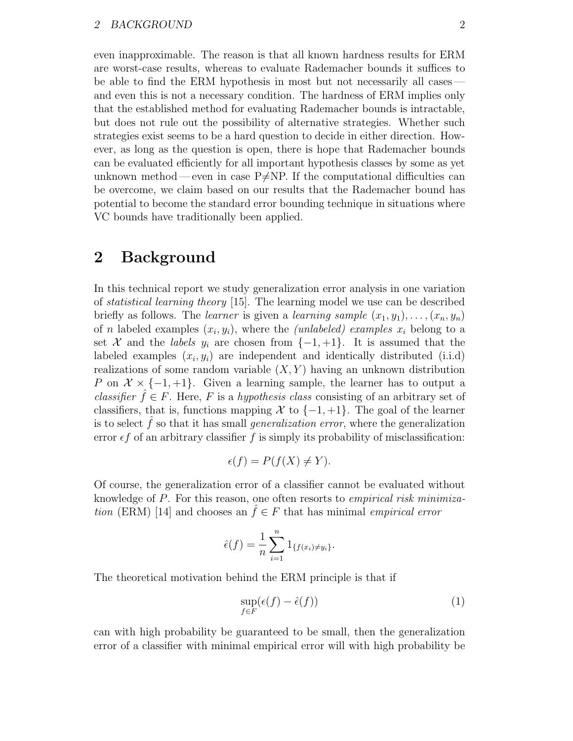even inapproximable. The reason is that all known hardness results for ERM are worst-case results, whereas to evaluate Rademacher bounds it suffices to be able to find the ERM hypothesis in most but not necessarily all cases — and even this is not a necessary condition. The hardness of ERM implies only that the established method for evaluating Rademacher bounds is intractable, but does not rule out the possibility of alternative strategies. Whether such strategies exist seems to be a hard question to decide in either direction. However, as long as the question is open, there is hope that Rademacher bounds can be evaluated efficiently for all important hypothesis classes by some as yet unknown method — even in case P≠NP. If the computational difficulties can be overcome, we claim based on our results that the Rademacher bound has potential to become the standard error bounding technique in situations where VC bounds have traditionally been applied.

# 2 Background

In this technical report we study generalization error analysis in one variation of *statistical learning theory* [15]. The learning model we use can be described briefly as follows. The *learner* is given a *learning sample* $(x_1, y_1), \ldots, (x_n, y_n)$ of $n$ labeled examples $(x_i, y_i)$, where the *(unlabeled) examples* $x_i$ belong to a set $\mathcal{X}$ and the *labels* $y_i$ are chosen from $\{-1, +1\}$. It is assumed that the labeled examples $(x_i, y_i)$ are independent and identically distributed (i.i.d) realizations of some random variable $(X, Y)$ having an unknown distribution $P$ on $\mathcal{X} \times \{-1, +1\}$. Given a learning sample, the learner has to output a *classifier* $\hat{f} \in F$. Here, $F$ is a *hypothesis class* consisting of an arbitrary set of classifiers, that is, functions mapping $\mathcal{X}$ to $\{-1, +1\}$. The goal of the learner is to select $\hat{f}$ so that it has small *generalization error*, where the generalization error $\epsilon f$ of an arbitrary classifier $f$ is simply its probability of misclassification:

$$\epsilon(f) = P(f(X) \neq Y).$$

Of course, the generalization error of a classifier cannot be evaluated without knowledge of $P$. For this reason, one often resorts to *empirical risk minimization* (ERM) [14] and chooses an $\hat{f} \in F$ that has minimal *empirical error*

$$\hat{\epsilon}(f) = \frac{1}{n} \sum_{i=1}^{n} 1_{\{f(x_i) \neq y_i\}}.$$

The theoretical motivation behind the ERM principle is that if

$$\sup_{f \in F} (\epsilon(f) - \hat{\epsilon}(f)) \tag{1}$$

can with high probability be guaranteed to be small, then the generalization error of a classifier with minimal empirical error will with high probability be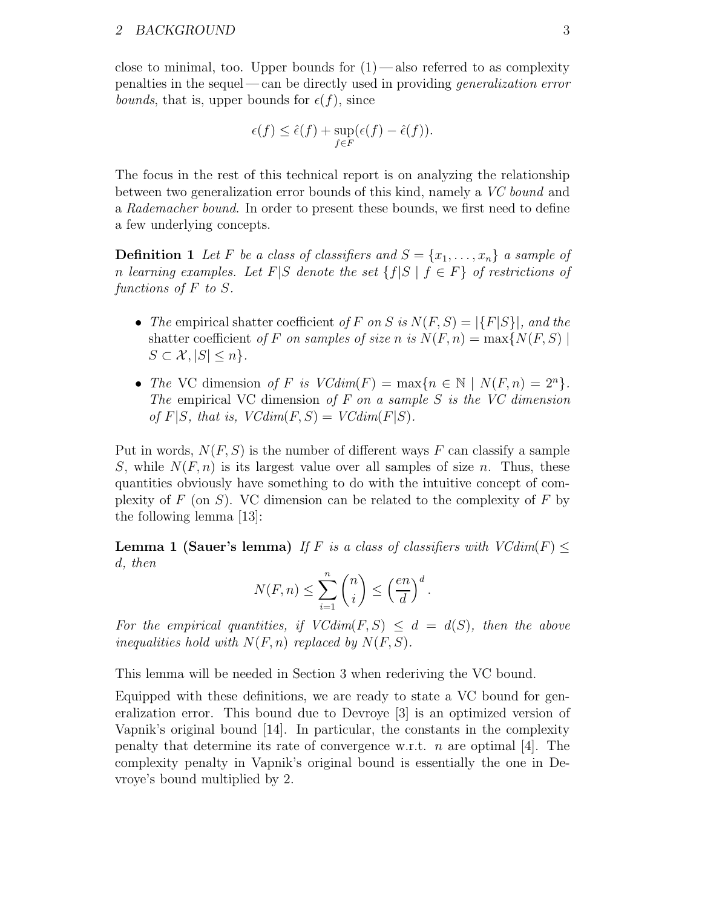close to minimal, too. Upper bounds for (1) — also referred to as complexity penalties in the sequel — can be directly used in providing *generalization error bounds*, that is, upper bounds for $\epsilon(f)$, since

$$\epsilon(f) \leq \hat{\epsilon}(f) + \sup_{f \in F}(\epsilon(f) - \hat{\epsilon}(f)).$$

The focus in the rest of this technical report is on analyzing the relationship between two generalization error bounds of this kind, namely a *VC bound* and a *Rademacher bound*. In order to present these bounds, we first need to define a few underlying concepts.

**Definition 1** *Let $F$ be a class of classifiers and $S = \{x_1, \ldots, x_n\}$ a sample of $n$ learning examples. Let $F|S$ denote the set $\{f|S \mid f \in F\}$ of restrictions of functions of $F$ to $S$.*

- *The* empirical shatter coefficient *of $F$ on $S$ is $N(F, S) = |\{F|S\}|$, and the* shatter coefficient *of $F$ on samples of size $n$ is $N(F, n) = \max\{N(F, S) \mid S \subset \mathcal{X}, |S| \leq n\}$.*
- *The* VC dimension *of $F$ is $VCdim(F) = \max\{n \in \mathbb{N} \mid N(F, n) = 2^n\}$. The* empirical VC dimension *of $F$ on a sample $S$ is the VC dimension of $F|S$, that is, $VCdim(F, S) = VCdim(F|S)$.*

Put in words, $N(F, S)$ is the number of different ways $F$ can classify a sample $S$, while $N(F, n)$ is its largest value over all samples of size $n$. Thus, these quantities obviously have something to do with the intuitive concept of complexity of $F$ (on $S$). VC dimension can be related to the complexity of $F$ by the following lemma [13]:

**Lemma 1 (Sauer's lemma)** *If $F$ is a class of classifiers with $VCdim(F) \leq d$, then*

$$N(F, n) \leq \sum_{i=1}^{n} \binom{n}{i} \leq \left(\frac{en}{d}\right)^d.$$

*For the empirical quantities, if $VCdim(F, S) \leq d = d(S)$, then the above inequalities hold with $N(F, n)$ replaced by $N(F, S)$.*

This lemma will be needed in Section 3 when rederiving the VC bound.

Equipped with these definitions, we are ready to state a VC bound for generalization error. This bound due to Devroye [3] is an optimized version of Vapnik's original bound [14]. In particular, the constants in the complexity penalty that determine its rate of convergence w.r.t. $n$ are optimal [4]. The complexity penalty in Vapnik's original bound is essentially the one in Devroye's bound multiplied by 2.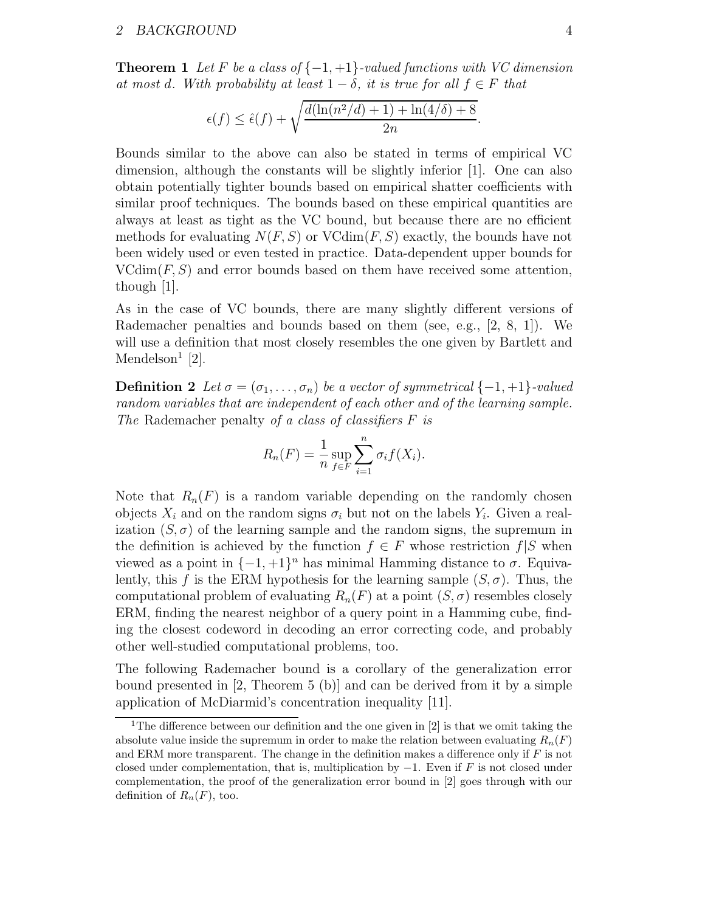**Theorem 1** *Let $F$ be a class of $\{-1,+1\}$-valued functions with VC dimension at most $d$. With probability at least $1-\delta$, it is true for all $f \in F$ that*

$$\epsilon(f) \leq \hat{\epsilon}(f) + \sqrt{\frac{d(\ln(n^2/d)+1) + \ln(4/\delta) + 8}{2n}}.$$

Bounds similar to the above can also be stated in terms of empirical VC dimension, although the constants will be slightly inferior [1]. One can also obtain potentially tighter bounds based on empirical shatter coefficients with similar proof techniques. The bounds based on these empirical quantities are always at least as tight as the VC bound, but because there are no efficient methods for evaluating $N(F,S)$ or $\mathrm{VCdim}(F,S)$ exactly, the bounds have not been widely used or even tested in practice. Data-dependent upper bounds for $\mathrm{VCdim}(F,S)$ and error bounds based on them have received some attention, though [1].

As in the case of VC bounds, there are many slightly different versions of Rademacher penalties and bounds based on them (see, e.g., [2, 8, 1]). We will use a definition that most closely resembles the one given by Bartlett and Mendelson[1] [2].

**Definition 2** *Let $\sigma = (\sigma_1, \ldots, \sigma_n)$ be a vector of symmetrical $\{-1,+1\}$-valued random variables that are independent of each other and of the learning sample. The* Rademacher penalty *of a class of classifiers $F$ is*

$$R_n(F) = \frac{1}{n} \sup_{f \in F} \sum_{i=1}^{n} \sigma_i f(X_i).$$

Note that $R_n(F)$ is a random variable depending on the randomly chosen objects $X_i$ and on the random signs $\sigma_i$ but not on the labels $Y_i$. Given a realization $(S,\sigma)$ of the learning sample and the random signs, the supremum in the definition is achieved by the function $f \in F$ whose restriction $f|S$ when viewed as a point in $\{-1,+1\}^n$ has minimal Hamming distance to $\sigma$. Equivalently, this $f$ is the ERM hypothesis for the learning sample $(S,\sigma)$. Thus, the computational problem of evaluating $R_n(F)$ at a point $(S,\sigma)$ resembles closely ERM, finding the nearest neighbor of a query point in a Hamming cube, finding the closest codeword in decoding an error correcting code, and probably other well-studied computational problems, too.

The following Rademacher bound is a corollary of the generalization error bound presented in [2, Theorem 5 (b)] and can be derived from it by a simple application of McDiarmid's concentration inequality [11].

[1] The difference between our definition and the one given in [2] is that we omit taking the absolute value inside the supremum in order to make the relation between evaluating $R_n(F)$ and ERM more transparent. The change in the definition makes a difference only if $F$ is not closed under complementation, that is, multiplication by $-1$. Even if $F$ is not closed under complementation, the proof of the generalization error bound in [2] goes through with our definition of $R_n(F)$, too.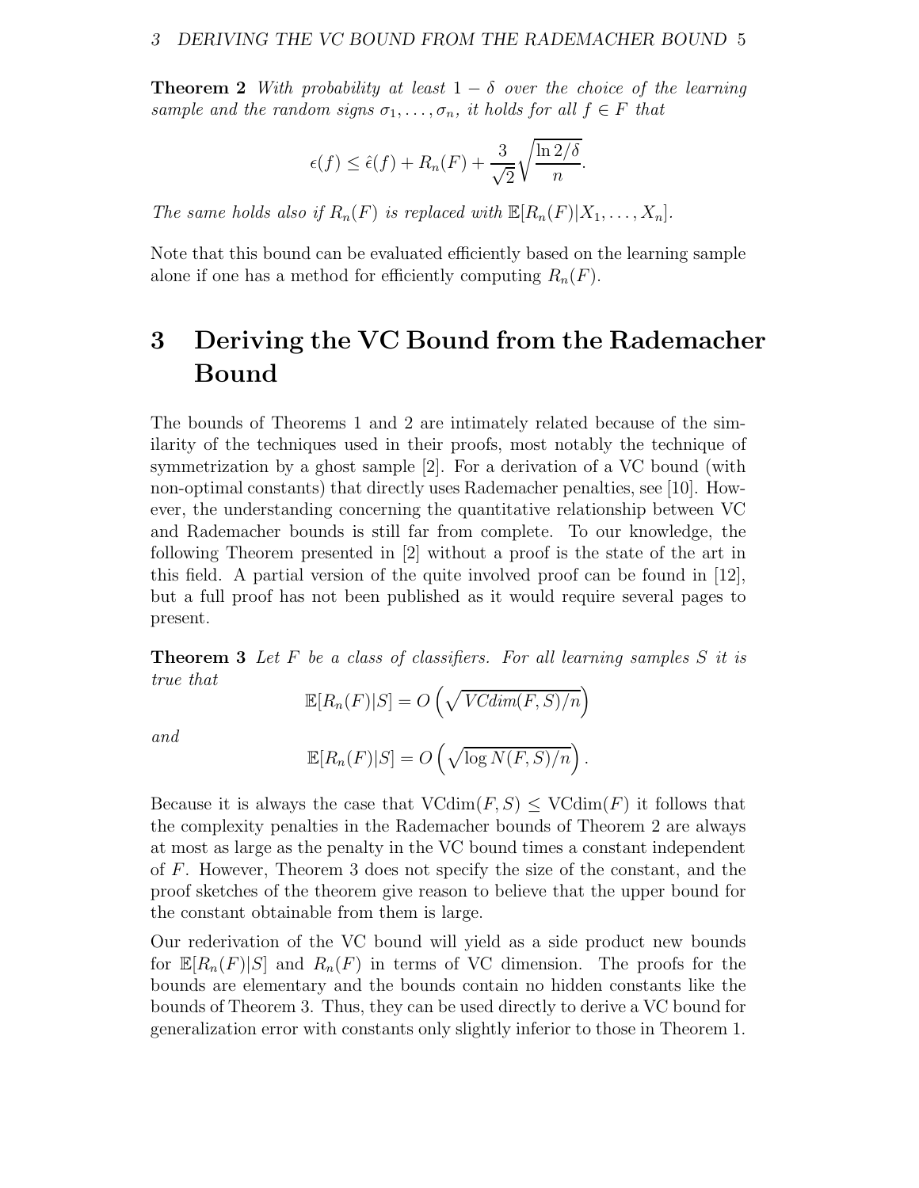**Theorem 2** *With probability at least $1 - \delta$ over the choice of the learning sample and the random signs $\sigma_1, \ldots, \sigma_n$, it holds for all $f \in F$ that*

$$\epsilon(f) \leq \hat{\epsilon}(f) + R_n(F) + \frac{3}{\sqrt{2}}\sqrt{\frac{\ln 2/\delta}{n}}.$$

*The same holds also if $R_n(F)$ is replaced with $\mathbb{E}[R_n(F)|X_1, \ldots, X_n]$.*

Note that this bound can be evaluated efficiently based on the learning sample alone if one has a method for efficiently computing $R_n(F)$.

# 3 Deriving the VC Bound from the Rademacher Bound

The bounds of Theorems 1 and 2 are intimately related because of the similarity of the techniques used in their proofs, most notably the technique of symmetrization by a ghost sample [2]. For a derivation of a VC bound (with non-optimal constants) that directly uses Rademacher penalties, see [10]. However, the understanding concerning the quantitative relationship between VC and Rademacher bounds is still far from complete. To our knowledge, the following Theorem presented in [2] without a proof is the state of the art in this field. A partial version of the quite involved proof can be found in [12], but a full proof has not been published as it would require several pages to present.

**Theorem 3** *Let $F$ be a class of classifiers. For all learning samples $S$ it is true that*

$$\mathbb{E}[R_n(F)|S] = O\left(\sqrt{VCdim(F,S)/n}\right)$$

*and*

$$\mathbb{E}[R_n(F)|S] = O\left(\sqrt{\log N(F,S)/n}\right).$$

Because it is always the case that $\text{VCdim}(F,S) \leq \text{VCdim}(F)$ it follows that the complexity penalties in the Rademacher bounds of Theorem 2 are always at most as large as the penalty in the VC bound times a constant independent of $F$. However, Theorem 3 does not specify the size of the constant, and the proof sketches of the theorem give reason to believe that the upper bound for the constant obtainable from them is large.

Our rederivation of the VC bound will yield as a side product new bounds for $\mathbb{E}[R_n(F)|S]$ and $R_n(F)$ in terms of VC dimension. The proofs for the bounds are elementary and the bounds contain no hidden constants like the bounds of Theorem 3. Thus, they can be used directly to derive a VC bound for generalization error with constants only slightly inferior to those in Theorem 1.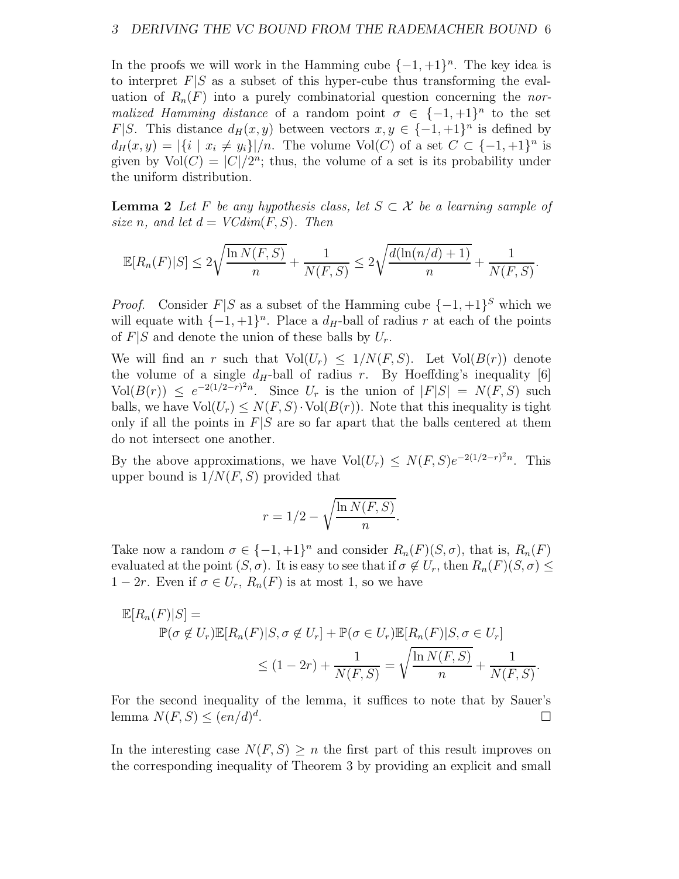In the proofs we will work in the Hamming cube $\{-1,+1\}^n$. The key idea is to interpret $F|S$ as a subset of this hyper-cube thus transforming the evaluation of $R_n(F)$ into a purely combinatorial question concerning the *normalized Hamming distance* of a random point $\sigma \in \{-1,+1\}^n$ to the set $F|S$. This distance $d_H(x,y)$ between vectors $x,y \in \{-1,+1\}^n$ is defined by $d_H(x,y) = |\{i \mid x_i \neq y_i\}|/n$. The volume $\mathrm{Vol}(C)$ of a set $C \subset \{-1,+1\}^n$ is given by $\mathrm{Vol}(C) = |C|/2^n$; thus, the volume of a set is its probability under the uniform distribution.

**Lemma 2** *Let $F$ be any hypothesis class, let $S \subset \mathcal{X}$ be a learning sample of size $n$, and let $d = VCdim(F,S)$. Then*

$$\mathbb{E}[R_n(F)|S] \leq 2\sqrt{\frac{\ln N(F,S)}{n}} + \frac{1}{N(F,S)} \leq 2\sqrt{\frac{d(\ln(n/d)+1)}{n}} + \frac{1}{N(F,S)}.$$

*Proof.* Consider $F|S$ as a subset of the Hamming cube $\{-1,+1\}^S$ which we will equate with $\{-1,+1\}^n$. Place a $d_H$-ball of radius $r$ at each of the points of $F|S$ and denote the union of these balls by $U_r$.

We will find an $r$ such that $\mathrm{Vol}(U_r) \leq 1/N(F,S)$. Let $\mathrm{Vol}(B(r))$ denote the volume of a single $d_H$-ball of radius $r$. By Hoeffding's inequality [6] $\mathrm{Vol}(B(r)) \leq e^{-2(1/2-r)^2 n}$. Since $U_r$ is the union of $|F|S| = N(F,S)$ such balls, we have $\mathrm{Vol}(U_r) \leq N(F,S) \cdot \mathrm{Vol}(B(r))$. Note that this inequality is tight only if all the points in $F|S$ are so far apart that the balls centered at them do not intersect one another.

By the above approximations, we have $\mathrm{Vol}(U_r) \leq N(F,S)e^{-2(1/2-r)^2 n}$. This upper bound is $1/N(F,S)$ provided that

$$r = 1/2 - \sqrt{\frac{\ln N(F,S)}{n}}.$$

Take now a random $\sigma \in \{-1,+1\}^n$ and consider $R_n(F)(S,\sigma)$, that is, $R_n(F)$ evaluated at the point $(S,\sigma)$. It is easy to see that if $\sigma \notin U_r$, then $R_n(F)(S,\sigma) \leq 1-2r$. Even if $\sigma \in U_r$, $R_n(F)$ is at most 1, so we have

$$\begin{aligned}
\mathbb{E}[R_n(F)|S] = \\
&\mathbb{P}(\sigma \notin U_r)\mathbb{E}[R_n(F)|S,\sigma \notin U_r] + \mathbb{P}(\sigma \in U_r)\mathbb{E}[R_n(F)|S,\sigma \in U_r] \\
&\leq (1-2r) + \frac{1}{N(F,S)} = \sqrt{\frac{\ln N(F,S)}{n}} + \frac{1}{N(F,S)}.
\end{aligned}$$

For the second inequality of the lemma, it suffices to note that by Sauer's lemma $N(F,S) \leq (en/d)^d$. $\square$

In the interesting case $N(F,S) \geq n$ the first part of this result improves on the corresponding inequality of Theorem 3 by providing an explicit and small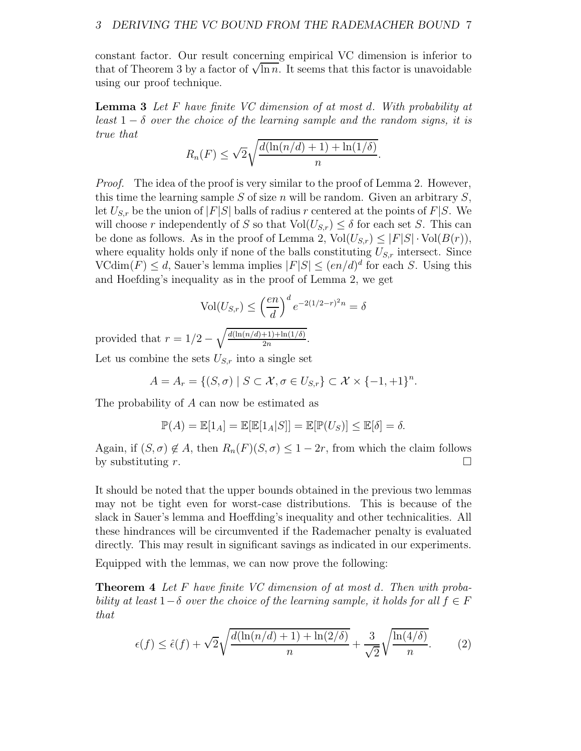constant factor. Our result concerning empirical VC dimension is inferior to that of Theorem 3 by a factor of $\sqrt{\ln n}$. It seems that this factor is unavoidable using our proof technique.

**Lemma 3** *Let $F$ have finite VC dimension of at most $d$. With probability at least $1-\delta$ over the choice of the learning sample and the random signs, it is true that*

$$R_n(F) \le \sqrt{2}\sqrt{\frac{d(\ln(n/d)+1)+\ln(1/\delta)}{n}}.$$

*Proof.* The idea of the proof is very similar to the proof of Lemma 2. However, this time the learning sample $S$ of size $n$ will be random. Given an arbitrary $S$, let $U_{S,r}$ be the union of $|F|S|$ balls of radius $r$ centered at the points of $F|S$. We will choose $r$ independently of $S$ so that $\mathrm{Vol}(U_{S,r}) \le \delta$ for each set $S$. This can be done as follows. As in the proof of Lemma 2, $\mathrm{Vol}(U_{S,r}) \le |F|S| \cdot \mathrm{Vol}(B(r))$, where equality holds only if none of the balls constituting $U_{S,r}$ intersect. Since $\mathrm{VCdim}(F) \le d$, Sauer's lemma implies $|F|S| \le (en/d)^d$ for each $S$. Using this and Hoefding's inequality as in the proof of Lemma 2, we get

$$\mathrm{Vol}(U_{S,r}) \le \left(\frac{en}{d}\right)^d e^{-2(1/2-r)^2 n} = \delta$$

provided that $r = 1/2 - \sqrt{\frac{d(\ln(n/d)+1)+\ln(1/\delta)}{2n}}$.

Let us combine the sets $U_{S,r}$ into a single set

$$A = A_r = \{(S,\sigma) \mid S \subset \mathcal{X}, \sigma \in U_{S,r}\} \subset \mathcal{X} \times \{-1,+1\}^n.$$

The probability of $A$ can now be estimated as

$$\mathbb{P}(A) = \mathbb{E}[1_A] = \mathbb{E}[\mathbb{E}[1_A|S]] = \mathbb{E}[\mathbb{P}(U_S)] \le \mathbb{E}[\delta] = \delta.$$

Again, if $(S,\sigma) \notin A$, then $R_n(F)(S,\sigma) \le 1-2r$, from which the claim follows by substituting $r$. $\square$

It should be noted that the upper bounds obtained in the previous two lemmas may not be tight even for worst-case distributions. This is because of the slack in Sauer's lemma and Hoeffding's inequality and other technicalities. All these hindrances will be circumvented if the Rademacher penalty is evaluated directly. This may result in significant savings as indicated in our experiments.

Equipped with the lemmas, we can now prove the following:

**Theorem 4** *Let $F$ have finite VC dimension of at most $d$. Then with probability at least $1-\delta$ over the choice of the learning sample, it holds for all $f \in F$ that*

$$\epsilon(f) \le \hat{\epsilon}(f) + \sqrt{2}\sqrt{\frac{d(\ln(n/d)+1)+\ln(2/\delta)}{n}} + \frac{3}{\sqrt{2}}\sqrt{\frac{\ln(4/\delta)}{n}}. \qquad (2)$$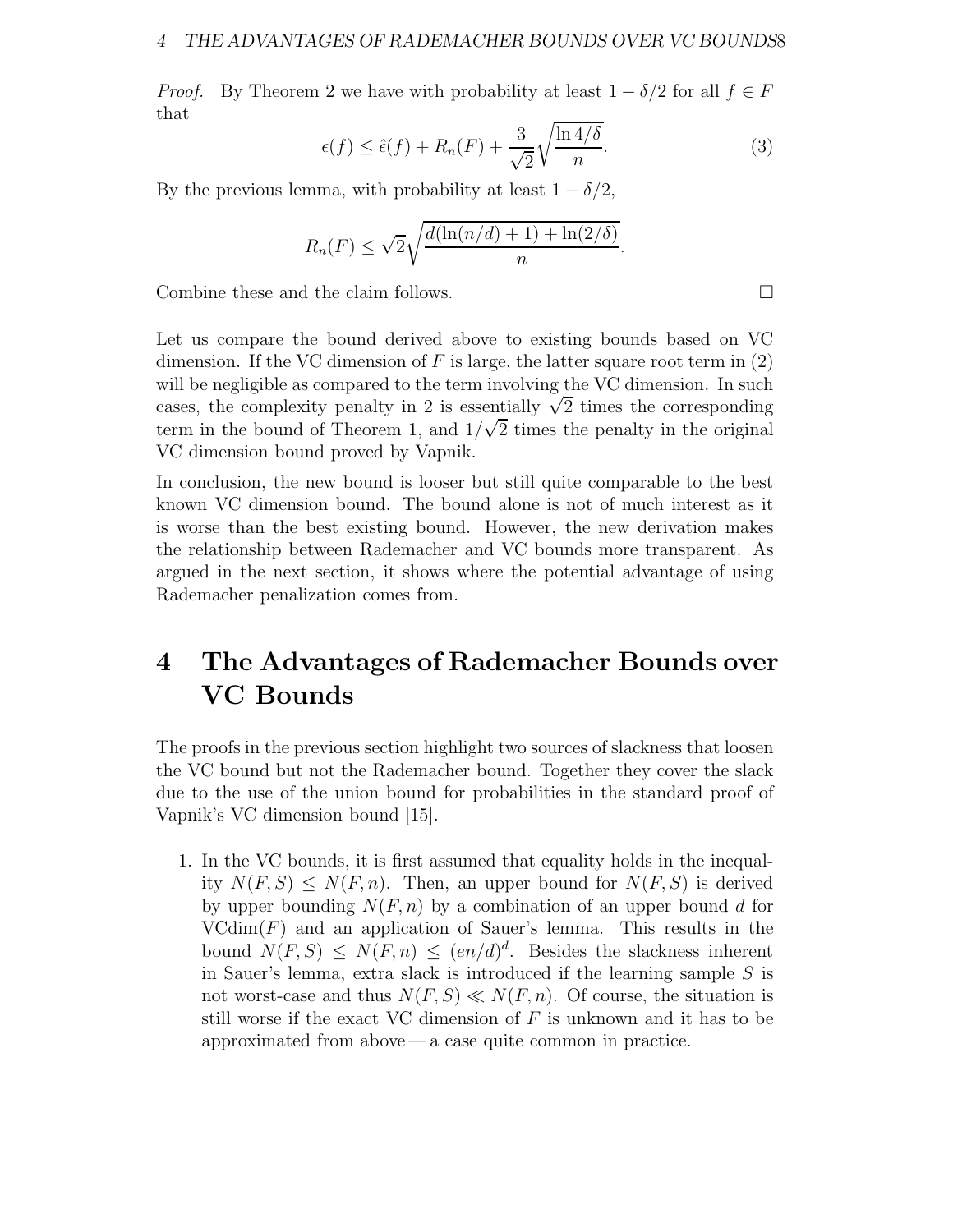*Proof.* By Theorem 2 we have with probability at least $1 - \delta/2$ for all $f \in F$ that

$$\epsilon(f) \leq \hat{\epsilon}(f) + R_n(F) + \frac{3}{\sqrt{2}}\sqrt{\frac{\ln 4/\delta}{n}}. \tag{3}$$

By the previous lemma, with probability at least $1 - \delta/2$,

$$R_n(F) \leq \sqrt{2}\sqrt{\frac{d(\ln(n/d) + 1) + \ln(2/\delta)}{n}}.$$

Combine these and the claim follows. □

Let us compare the bound derived above to existing bounds based on VC dimension. If the VC dimension of $F$ is large, the latter square root term in (2) will be negligible as compared to the term involving the VC dimension. In such cases, the complexity penalty in 2 is essentially $\sqrt{2}$ times the corresponding term in the bound of Theorem 1, and $1/\sqrt{2}$ times the penalty in the original VC dimension bound proved by Vapnik.

In conclusion, the new bound is looser but still quite comparable to the best known VC dimension bound. The bound alone is not of much interest as it is worse than the best existing bound. However, the new derivation makes the relationship between Rademacher and VC bounds more transparent. As argued in the next section, it shows where the potential advantage of using Rademacher penalization comes from.

# 4 The Advantages of Rademacher Bounds over VC Bounds

The proofs in the previous section highlight two sources of slackness that loosen the VC bound but not the Rademacher bound. Together they cover the slack due to the use of the union bound for probabilities in the standard proof of Vapnik's VC dimension bound [15].

1. In the VC bounds, it is first assumed that equality holds in the inequality $N(F, S) \leq N(F, n)$. Then, an upper bound for $N(F, S)$ is derived by upper bounding $N(F, n)$ by a combination of an upper bound $d$ for $\text{VCdim}(F)$ and an application of Sauer's lemma. This results in the bound $N(F, S) \leq N(F, n) \leq (en/d)^d$. Besides the slackness inherent in Sauer's lemma, extra slack is introduced if the learning sample $S$ is not worst-case and thus $N(F, S) \ll N(F, n)$. Of course, the situation is still worse if the exact VC dimension of $F$ is unknown and it has to be approximated from above — a case quite common in practice.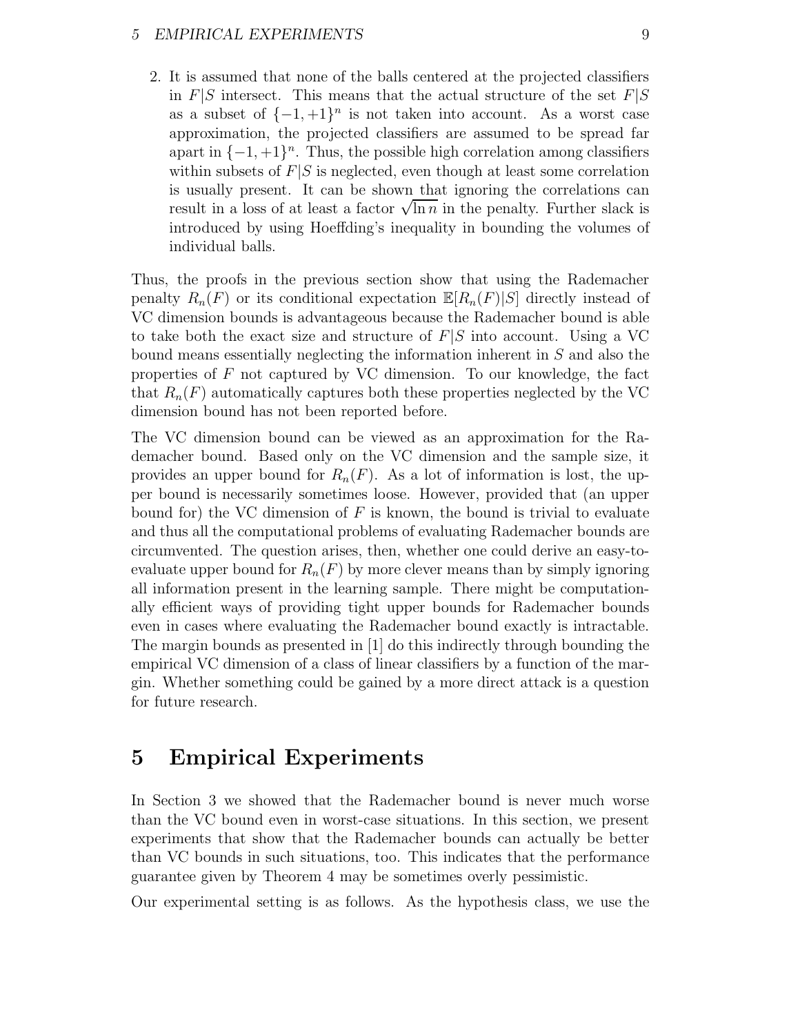2. It is assumed that none of the balls centered at the projected classifiers in $F|S$ intersect. This means that the actual structure of the set $F|S$ as a subset of $\{-1,+1\}^n$ is not taken into account. As a worst case approximation, the projected classifiers are assumed to be spread far apart in $\{-1,+1\}^n$. Thus, the possible high correlation among classifiers within subsets of $F|S$ is neglected, even though at least some correlation is usually present. It can be shown that ignoring the correlations can result in a loss of at least a factor $\sqrt{\ln n}$ in the penalty. Further slack is introduced by using Hoeffding's inequality in bounding the volumes of individual balls.

Thus, the proofs in the previous section show that using the Rademacher penalty $R_n(F)$ or its conditional expectation $\mathbb{E}[R_n(F)|S]$ directly instead of VC dimension bounds is advantageous because the Rademacher bound is able to take both the exact size and structure of $F|S$ into account. Using a VC bound means essentially neglecting the information inherent in $S$ and also the properties of $F$ not captured by VC dimension. To our knowledge, the fact that $R_n(F)$ automatically captures both these properties neglected by the VC dimension bound has not been reported before.

The VC dimension bound can be viewed as an approximation for the Rademacher bound. Based only on the VC dimension and the sample size, it provides an upper bound for $R_n(F)$. As a lot of information is lost, the upper bound is necessarily sometimes loose. However, provided that (an upper bound for) the VC dimension of $F$ is known, the bound is trivial to evaluate and thus all the computational problems of evaluating Rademacher bounds are circumvented. The question arises, then, whether one could derive an easy-to-evaluate upper bound for $R_n(F)$ by more clever means than by simply ignoring all information present in the learning sample. There might be computationally efficient ways of providing tight upper bounds for Rademacher bounds even in cases where evaluating the Rademacher bound exactly is intractable. The margin bounds as presented in [1] do this indirectly through bounding the empirical VC dimension of a class of linear classifiers by a function of the margin. Whether something could be gained by a more direct attack is a question for future research.

# 5 Empirical Experiments

In Section 3 we showed that the Rademacher bound is never much worse than the VC bound even in worst-case situations. In this section, we present experiments that show that the Rademacher bounds can actually be better than VC bounds in such situations, too. This indicates that the performance guarantee given by Theorem 4 may be sometimes overly pessimistic.

Our experimental setting is as follows. As the hypothesis class, we use the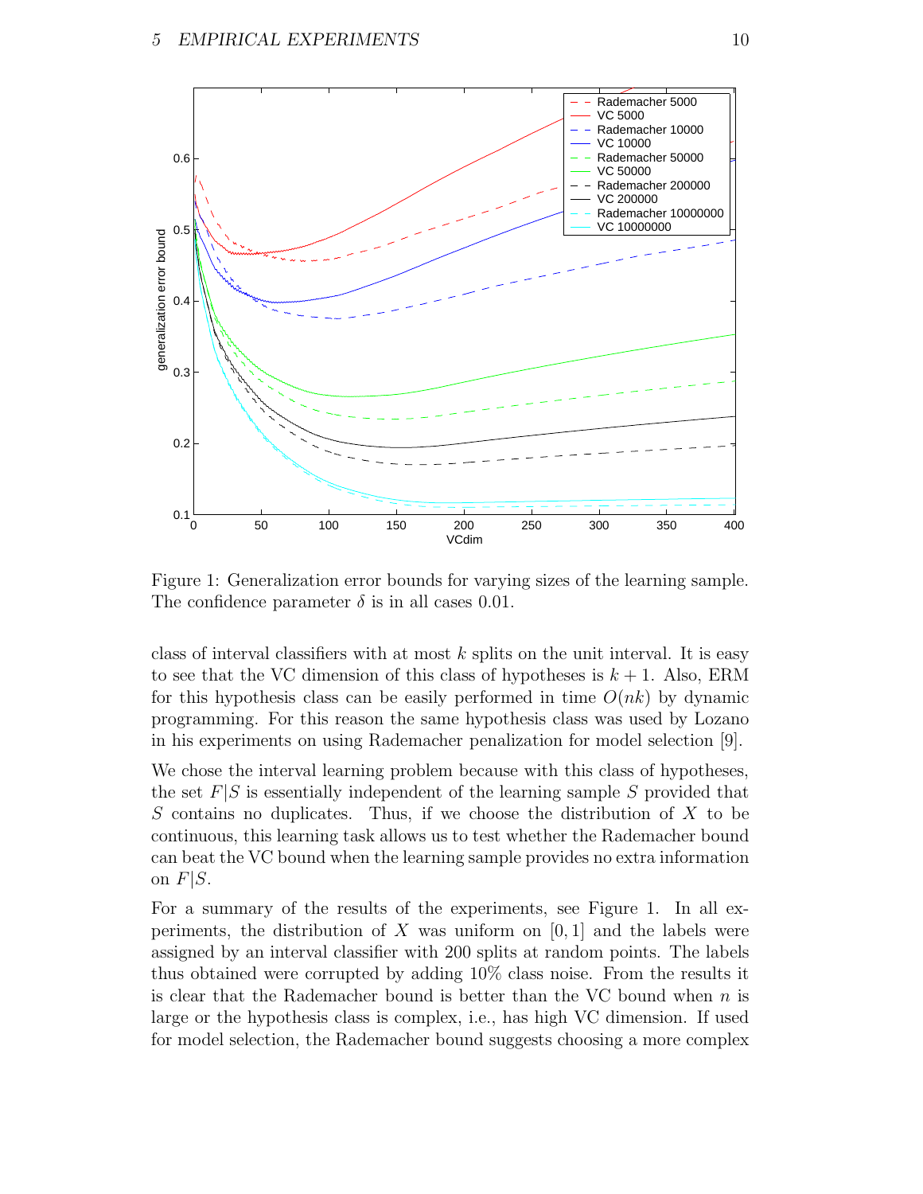Figure 1: Generalization error bounds for varying sizes of the learning sample. The confidence parameter $\delta$ is in all cases 0.01.

class of interval classifiers with at most $k$ splits on the unit interval. It is easy to see that the VC dimension of this class of hypotheses is $k + 1$. Also, ERM for this hypothesis class can be easily performed in time $O(nk)$ by dynamic programming. For this reason the same hypothesis class was used by Lozano in his experiments on using Rademacher penalization for model selection [9].

We chose the interval learning problem because with this class of hypotheses, the set $F|S$ is essentially independent of the learning sample $S$ provided that $S$ contains no duplicates. Thus, if we choose the distribution of $X$ to be continuous, this learning task allows us to test whether the Rademacher bound can beat the VC bound when the learning sample provides no extra information on $F|S$.

For a summary of the results of the experiments, see Figure 1. In all experiments, the distribution of $X$ was uniform on $[0, 1]$ and the labels were assigned by an interval classifier with 200 splits at random points. The labels thus obtained were corrupted by adding 10% class noise. From the results it is clear that the Rademacher bound is better than the VC bound when $n$ is large or the hypothesis class is complex, i.e., has high VC dimension. If used for model selection, the Rademacher bound suggests choosing a more complex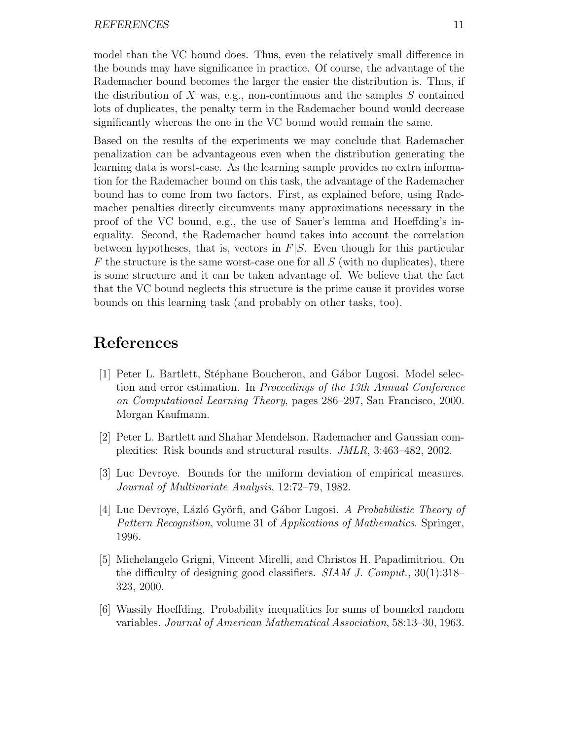model than the VC bound does. Thus, even the relatively small difference in the bounds may have significance in practice. Of course, the advantage of the Rademacher bound becomes the larger the easier the distribution is. Thus, if the distribution of $X$ was, e.g., non-continuous and the samples $S$ contained lots of duplicates, the penalty term in the Rademacher bound would decrease significantly whereas the one in the VC bound would remain the same.

Based on the results of the experiments we may conclude that Rademacher penalization can be advantageous even when the distribution generating the learning data is worst-case. As the learning sample provides no extra information for the Rademacher bound on this task, the advantage of the Rademacher bound has to come from two factors. First, as explained before, using Rademacher penalties directly circumvents many approximations necessary in the proof of the VC bound, e.g., the use of Sauer's lemma and Hoeffding's inequality. Second, the Rademacher bound takes into account the correlation between hypotheses, that is, vectors in $F|S$. Even though for this particular $F$ the structure is the same worst-case one for all $S$ (with no duplicates), there is some structure and it can be taken advantage of. We believe that the fact that the VC bound neglects this structure is the prime cause it provides worse bounds on this learning task (and probably on other tasks, too).

# References

[1] Peter L. Bartlett, Stéphane Boucheron, and Gábor Lugosi. Model selection and error estimation. In *Proceedings of the 13th Annual Conference on Computational Learning Theory*, pages 286–297, San Francisco, 2000. Morgan Kaufmann.

[2] Peter L. Bartlett and Shahar Mendelson. Rademacher and Gaussian complexities: Risk bounds and structural results. *JMLR*, 3:463–482, 2002.

[3] Luc Devroye. Bounds for the uniform deviation of empirical measures. *Journal of Multivariate Analysis*, 12:72–79, 1982.

[4] Luc Devroye, Lázló Györfi, and Gábor Lugosi. *A Probabilistic Theory of Pattern Recognition*, volume 31 of *Applications of Mathematics*. Springer, 1996.

[5] Michelangelo Grigni, Vincent Mirelli, and Christos H. Papadimitriou. On the difficulty of designing good classifiers. *SIAM J. Comput.*, 30(1):318–323, 2000.

[6] Wassily Hoeffding. Probability inequalities for sums of bounded random variables. *Journal of American Mathematical Association*, 58:13–30, 1963.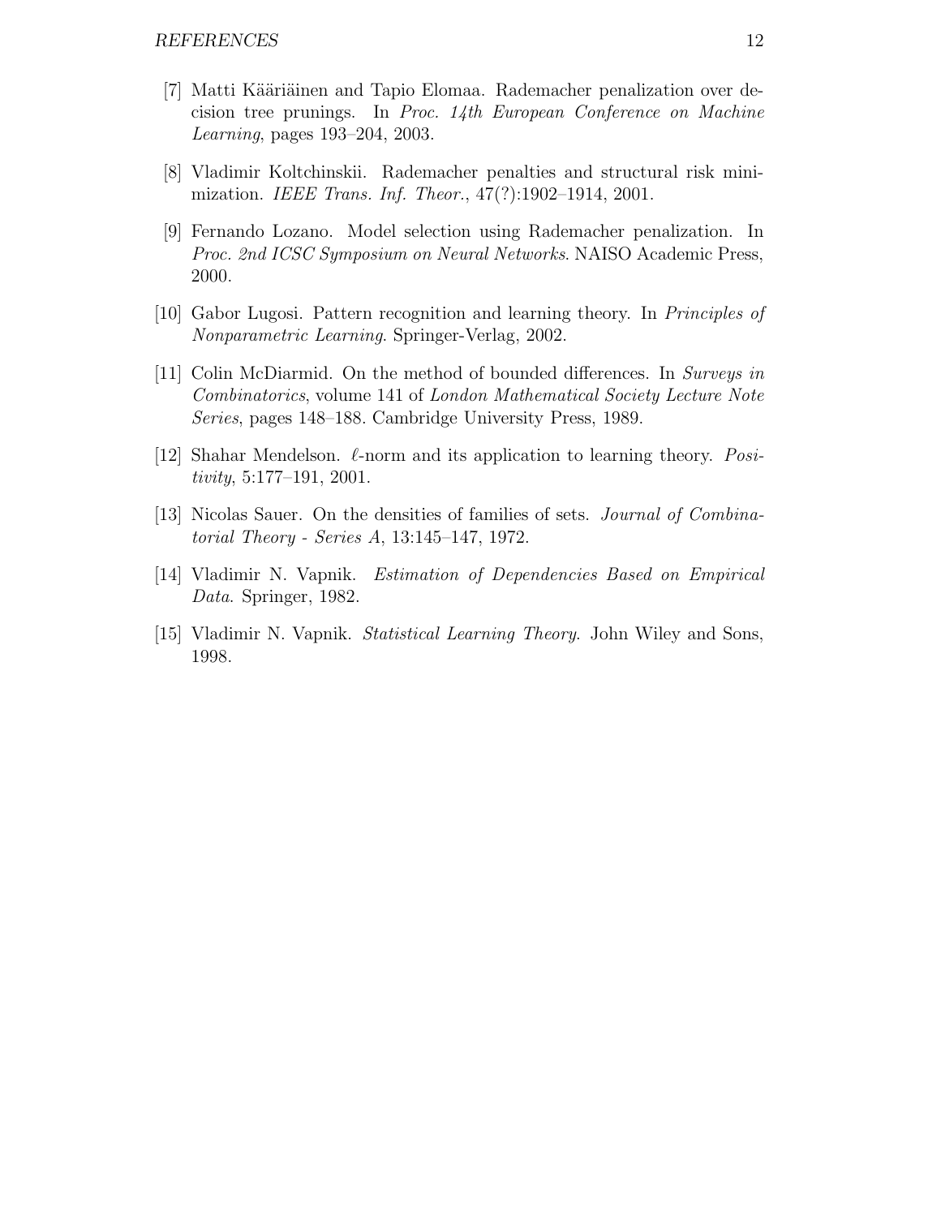[7] Matti Kääriäinen and Tapio Elomaa. Rademacher penalization over decision tree prunings. In *Proc. 14th European Conference on Machine Learning*, pages 193–204, 2003.

[8] Vladimir Koltchinskii. Rademacher penalties and structural risk minimization. *IEEE Trans. Inf. Theor.*, 47(?):1902–1914, 2001.

[9] Fernando Lozano. Model selection using Rademacher penalization. In *Proc. 2nd ICSC Symposium on Neural Networks*. NAISO Academic Press, 2000.

[10] Gabor Lugosi. Pattern recognition and learning theory. In *Principles of Nonparametric Learning*. Springer-Verlag, 2002.

[11] Colin McDiarmid. On the method of bounded differences. In *Surveys in Combinatorics*, volume 141 of *London Mathematical Society Lecture Note Series*, pages 148–188. Cambridge University Press, 1989.

[12] Shahar Mendelson. $\ell$-norm and its application to learning theory. *Positivity*, 5:177–191, 2001.

[13] Nicolas Sauer. On the densities of families of sets. *Journal of Combinatorial Theory - Series A*, 13:145–147, 1972.

[14] Vladimir N. Vapnik. *Estimation of Dependencies Based on Empirical Data*. Springer, 1982.

[15] Vladimir N. Vapnik. *Statistical Learning Theory*. John Wiley and Sons, 1998.